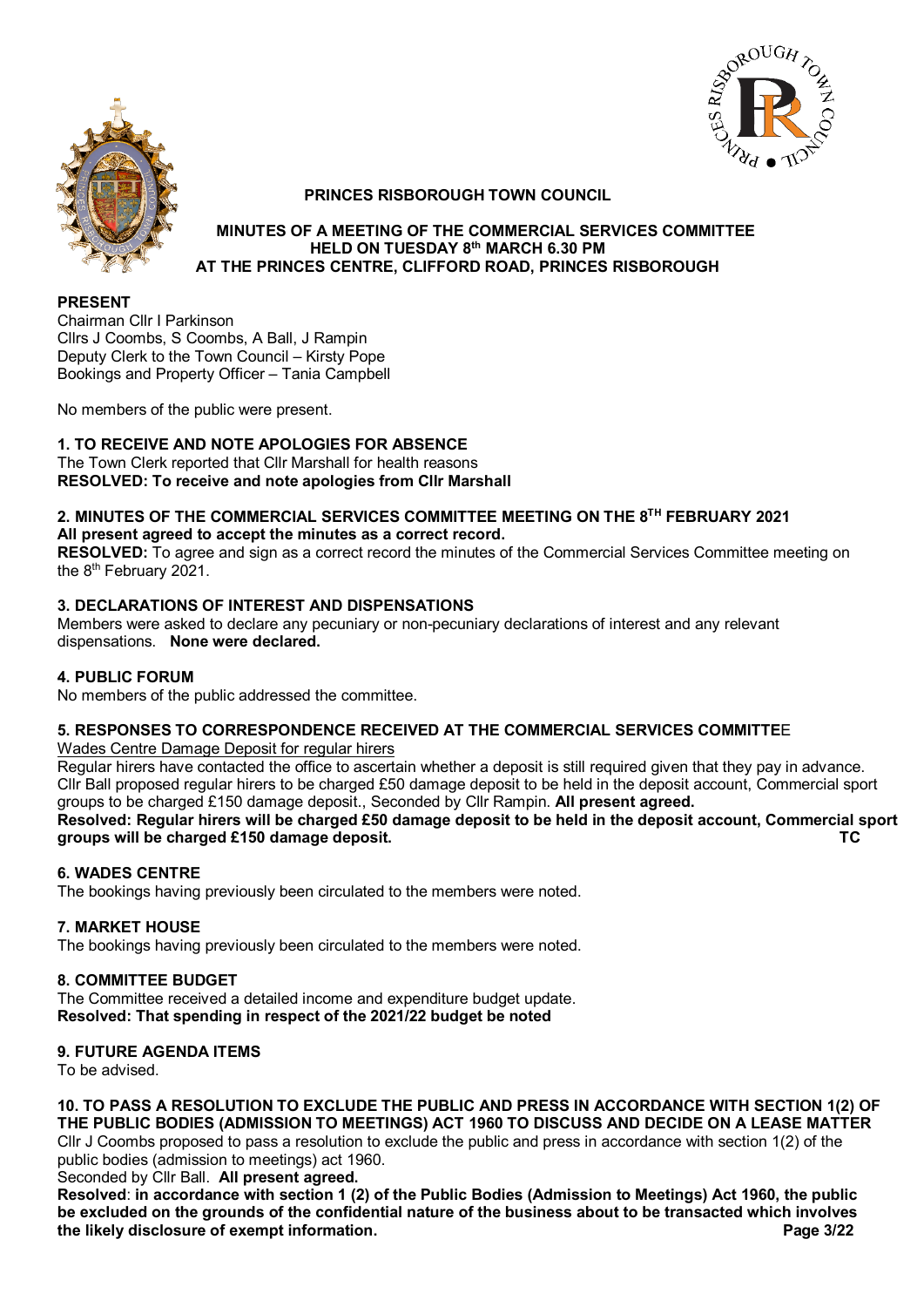# PRINCES RISBOROUGH TOWN COUNCIL

## MINUTES OF A MEETING OF THE COMMERCIAL SERVICES COMMITTEE HELD ON TUESDAY 8th MARCH 6.30 PM AT THE PRINCES CENTRE, CLIFFORD ROAD, PRINCES RISBOROUGH

**PRESENT**

Chairman Cllr I Parkinson
Cllrs J Coombs, S Coombs, A Ball, J Rampin
Deputy Clerk to the Town Council – Kirsty Pope
Bookings and Property Officer – Tania Campbell

No members of the public were present.

**1. TO RECEIVE AND NOTE APOLOGIES FOR ABSENCE**

The Town Clerk reported that Cllr Marshall for health reasons
**RESOLVED: To receive and note apologies from Cllr Marshall**

**2. MINUTES OF THE COMMERCIAL SERVICES COMMITTEE MEETING ON THE 8TH FEBRUARY 2021**

**All present agreed to accept the minutes as a correct record.**

**RESOLVED:** To agree and sign as a correct record the minutes of the Commercial Services Committee meeting on the 8th February 2021.

**3. DECLARATIONS OF INTEREST AND DISPENSATIONS**

Members were asked to declare any pecuniary or non-pecuniary declarations of interest and any relevant dispensations. **None were declared.**

**4. PUBLIC FORUM**

No members of the public addressed the committee.

**5. RESPONSES TO CORRESPONDENCE RECEIVED AT THE COMMERCIAL SERVICES COMMITTEE**

Wades Centre Damage Deposit for regular hirers

Regular hirers have contacted the office to ascertain whether a deposit is still required given that they pay in advance. Cllr Ball proposed regular hirers to be charged £50 damage deposit to be held in the deposit account, Commercial sport groups to be charged £150 damage deposit., Seconded by Cllr Rampin. **All present agreed.**

**Resolved: Regular hirers will be charged £50 damage deposit to be held in the deposit account, Commercial sport groups will be charged £150 damage deposit.** **TC**

**6. WADES CENTRE**

The bookings having previously been circulated to the members were noted.

**7. MARKET HOUSE**

The bookings having previously been circulated to the members were noted.

**8. COMMITTEE BUDGET**

The Committee received a detailed income and expenditure budget update.
**Resolved: That spending in respect of the 2021/22 budget be noted**

**9. FUTURE AGENDA ITEMS**

To be advised.

**10. TO PASS A RESOLUTION TO EXCLUDE THE PUBLIC AND PRESS IN ACCORDANCE WITH SECTION 1(2) OF THE PUBLIC BODIES (ADMISSION TO MEETINGS) ACT 1960 TO DISCUSS AND DECIDE ON A LEASE MATTER**

Cllr J Coombs proposed to pass a resolution to exclude the public and press in accordance with section 1(2) of the public bodies (admission to meetings) act 1960.
Seconded by Cllr Ball. **All present agreed.**

**Resolved**: **in accordance with section 1 (2) of the Public Bodies (Admission to Meetings) Act 1960, the public be excluded on the grounds of the confidential nature of the business about to be transacted which involves the likely disclosure of exempt information.**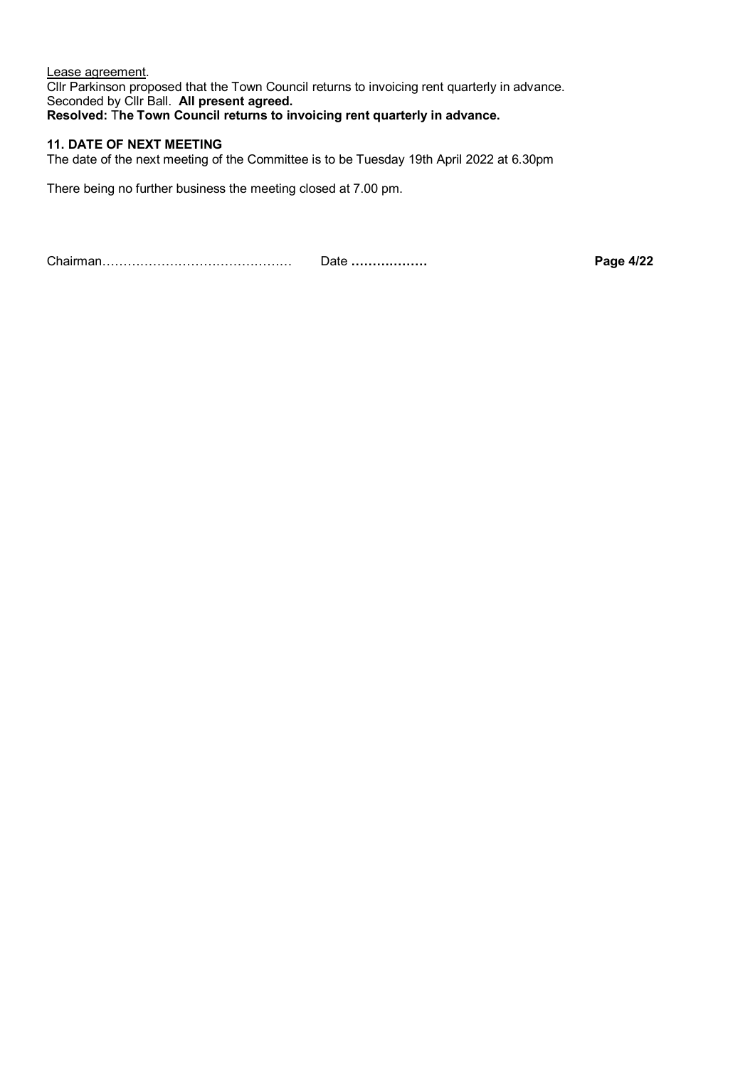Lease agreement.

Cllr Parkinson proposed that the Town Council returns to invoicing rent quarterly in advance.
Seconded by Cllr Ball. **All present agreed.**
**Resolved:** T**he Town Council returns to invoicing rent quarterly in advance.**

**11. DATE OF NEXT MEETING**

The date of the next meeting of the Committee is to be Tuesday 19th April 2022 at 6.30pm

There being no further business the meeting closed at 7.00 pm.

Chairman……………………………………… Date **………………** **Page 4/22**